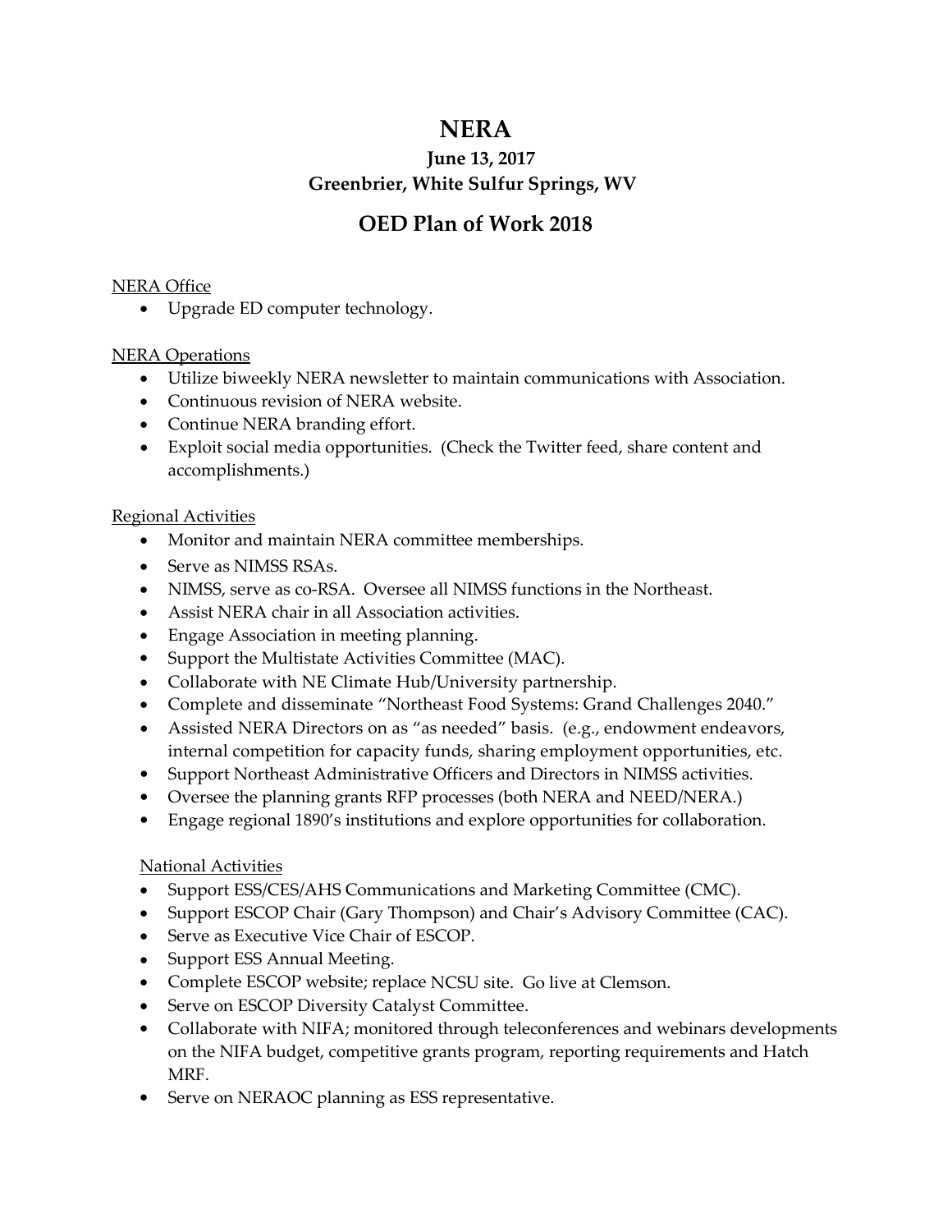# NERA

### June 13, 2017
### Greenbrier, White Sulfur Springs, WV

## OED Plan of Work 2018

NERA Office

- Upgrade ED computer technology.

NERA Operations

- Utilize biweekly NERA newsletter to maintain communications with Association.
- Continuous revision of NERA website.
- Continue NERA branding effort.
- Exploit social media opportunities. (Check the Twitter feed, share content and accomplishments.)

Regional Activities

- Monitor and maintain NERA committee memberships.
- Serve as NIMSS RSAs.
- NIMSS, serve as co-RSA. Oversee all NIMSS functions in the Northeast.
- Assist NERA chair in all Association activities.
- Engage Association in meeting planning.
- Support the Multistate Activities Committee (MAC).
- Collaborate with NE Climate Hub/University partnership.
- Complete and disseminate "Northeast Food Systems: Grand Challenges 2040."
- Assisted NERA Directors on as "as needed" basis. (e.g., endowment endeavors, internal competition for capacity funds, sharing employment opportunities, etc.
- Support Northeast Administrative Officers and Directors in NIMSS activities.
- Oversee the planning grants RFP processes (both NERA and NEED/NERA.)
- Engage regional 1890's institutions and explore opportunities for collaboration.

National Activities

- Support ESS/CES/AHS Communications and Marketing Committee (CMC).
- Support ESCOP Chair (Gary Thompson) and Chair's Advisory Committee (CAC).
- Serve as Executive Vice Chair of ESCOP.
- Support ESS Annual Meeting.
- Complete ESCOP website; replace NCSU site. Go live at Clemson.
- Serve on ESCOP Diversity Catalyst Committee.
- Collaborate with NIFA; monitored through teleconferences and webinars developments on the NIFA budget, competitive grants program, reporting requirements and Hatch MRF.
- Serve on NERAOC planning as ESS representative.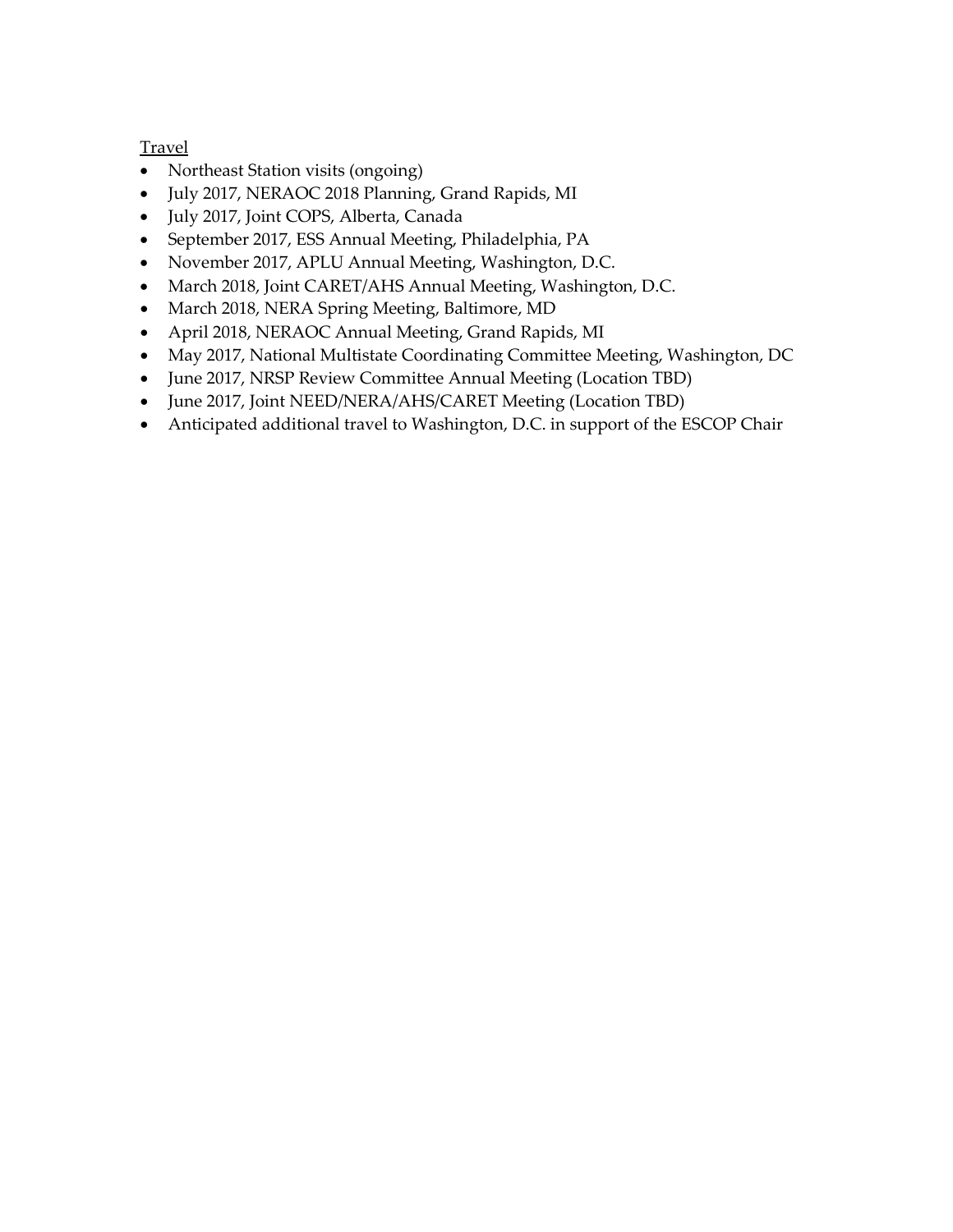<u>Travel</u>

- Northeast Station visits (ongoing)
- July 2017, NERAOC 2018 Planning, Grand Rapids, MI
- July 2017, Joint COPS, Alberta, Canada
- September 2017, ESS Annual Meeting, Philadelphia, PA
- November 2017, APLU Annual Meeting, Washington, D.C.
- March 2018, Joint CARET/AHS Annual Meeting, Washington, D.C.
- March 2018, NERA Spring Meeting, Baltimore, MD
- April 2018, NERAOC Annual Meeting, Grand Rapids, MI
- May 2017, National Multistate Coordinating Committee Meeting, Washington, DC
- June 2017, NRSP Review Committee Annual Meeting (Location TBD)
- June 2017, Joint NEED/NERA/AHS/CARET Meeting (Location TBD)
- Anticipated additional travel to Washington, D.C. in support of the ESCOP Chair